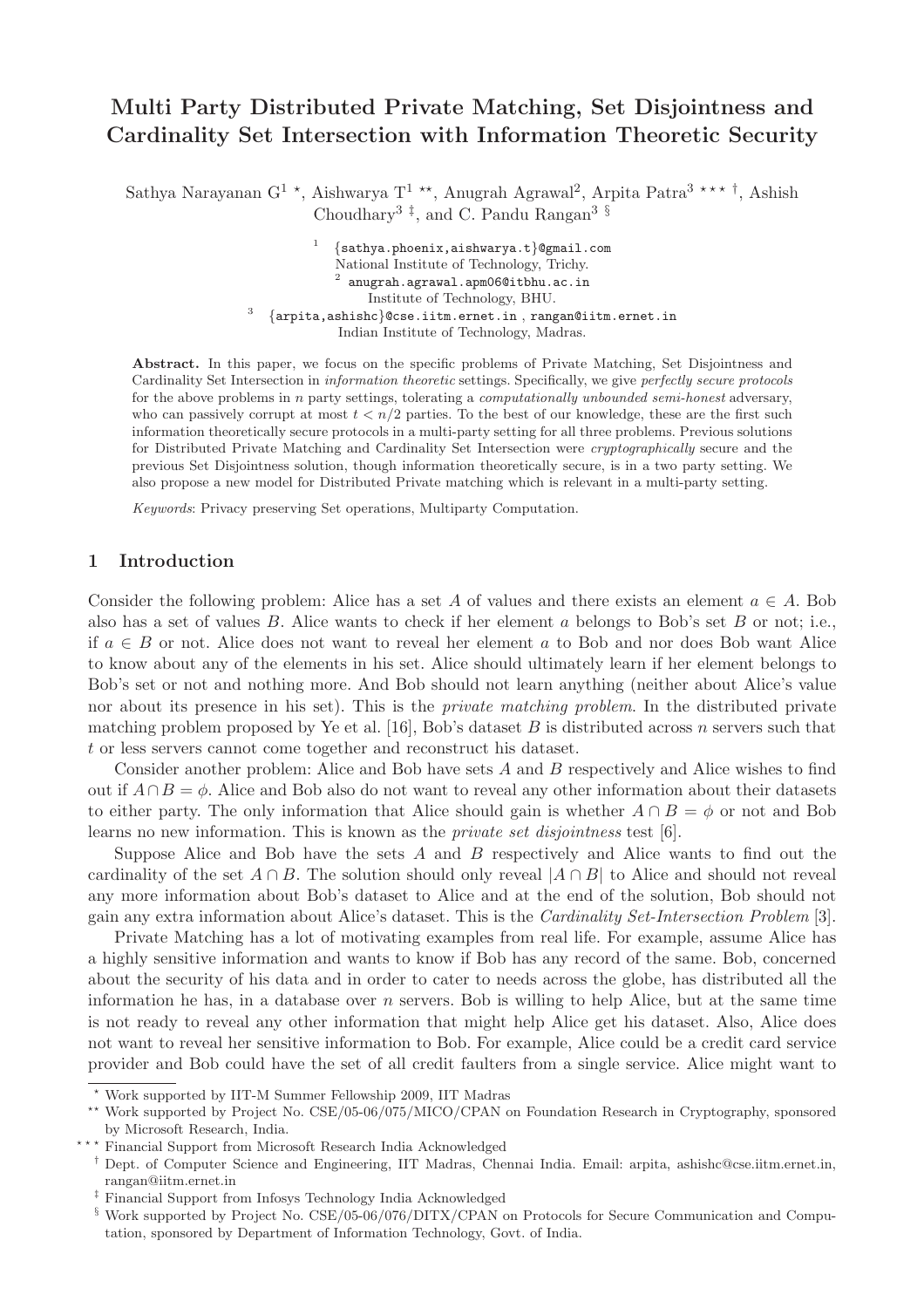# Multi Party Distributed Private Matching, Set Disjointness and Cardinality Set Intersection with Information Theoretic Security

Sathya Narayanan G[1] ⋆, Aishwarya T[1] ⋆⋆, Anugrah Agrawal[2], Arpita Patra[3] ⋆⋆⋆ †, Ashish Choudhary[3] ‡, and C. Pandu Rangan[3] §

[1] {sathya.phoenix,aishwarya.t}@gmail.com
National Institute of Technology, Trichy.

[2] anugrah.agrawal.apm06@itbhu.ac.in
Institute of Technology, BHU.

[3] {arpita,ashishc}@cse.iitm.ernet.in , rangan@iitm.ernet.in
Indian Institute of Technology, Madras.

**Abstract.** In this paper, we focus on the specific problems of Private Matching, Set Disjointness and Cardinality Set Intersection in *information theoretic* settings. Specifically, we give *perfectly secure protocols* for the above problems in $n$ party settings, tolerating a *computationally unbounded semi-honest* adversary, who can passively corrupt at most $t < n/2$ parties. To the best of our knowledge, these are the first such information theoretically secure protocols in a multi-party setting for all three problems. Previous solutions for Distributed Private Matching and Cardinality Set Intersection were *cryptographically* secure and the previous Set Disjointness solution, though information theoretically secure, is in a two party setting. We also propose a new model for Distributed Private matching which is relevant in a multi-party setting.

*Keywords*: Privacy preserving Set operations, Multiparty Computation.

## 1 Introduction

Consider the following problem: Alice has a set $A$ of values and there exists an element $a \in A$. Bob also has a set of values $B$. Alice wants to check if her element $a$ belongs to Bob's set $B$ or not; i.e., if $a \in B$ or not. Alice does not want to reveal her element $a$ to Bob and nor does Bob want Alice to know about any of the elements in his set. Alice should ultimately learn if her element belongs to Bob's set or not and nothing more. And Bob should not learn anything (neither about Alice's value nor about its presence in his set). This is the *private matching problem*. In the distributed private matching problem proposed by Ye et al. [16], Bob's dataset $B$ is distributed across $n$ servers such that $t$ or less servers cannot come together and reconstruct his dataset.

Consider another problem: Alice and Bob have sets $A$ and $B$ respectively and Alice wishes to find out if $A \cap B = \phi$. Alice and Bob also do not want to reveal any other information about their datasets to either party. The only information that Alice should gain is whether $A \cap B = \phi$ or not and Bob learns no new information. This is known as the *private set disjointness* test [6].

Suppose Alice and Bob have the sets $A$ and $B$ respectively and Alice wants to find out the cardinality of the set $A \cap B$. The solution should only reveal $|A \cap B|$ to Alice and should not reveal any more information about Bob's dataset to Alice and at the end of the solution, Bob should not gain any extra information about Alice's dataset. This is the *Cardinality Set-Intersection Problem* [3].

Private Matching has a lot of motivating examples from real life. For example, assume Alice has a highly sensitive information and wants to know if Bob has any record of the same. Bob, concerned about the security of his data and in order to cater to needs across the globe, has distributed all the information he has, in a database over $n$ servers. Bob is willing to help Alice, but at the same time is not ready to reveal any other information that might help Alice get his dataset. Also, Alice does not want to reveal her sensitive information to Bob. For example, Alice could be a credit card service provider and Bob could have the set of all credit faulters from a single service. Alice might want to

---

⋆ Work supported by IIT-M Summer Fellowship 2009, IIT Madras

⋆⋆ Work supported by Project No. CSE/05-06/075/MICO/CPAN on Foundation Research in Cryptography, sponsored by Microsoft Research, India.

⋆⋆⋆ Financial Support from Microsoft Research India Acknowledged

† Dept. of Computer Science and Engineering, IIT Madras, Chennai India. Email: arpita, ashishc@cse.iitm.ernet.in, rangan@iitm.ernet.in

‡ Financial Support from Infosys Technology India Acknowledged

§ Work supported by Project No. CSE/05-06/076/DITX/CPAN on Protocols for Secure Communication and Computation, sponsored by Department of Information Technology, Govt. of India.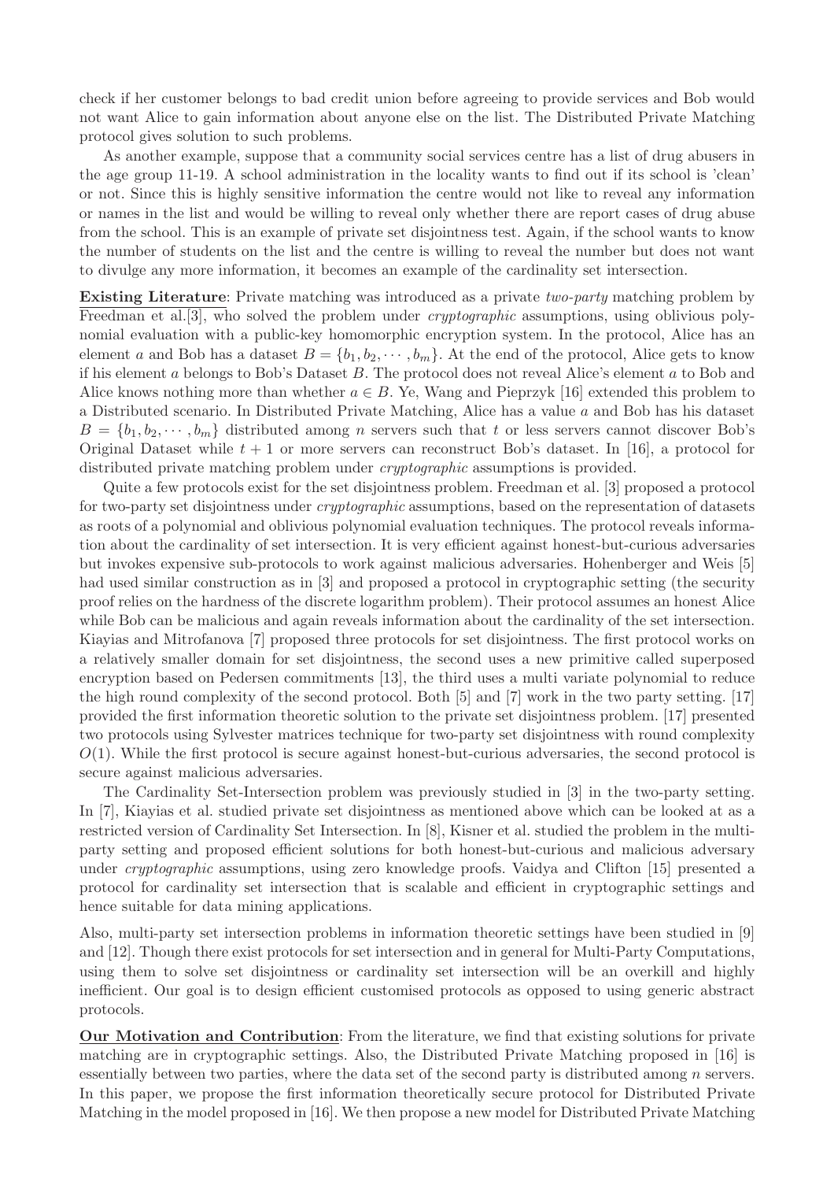check if her customer belongs to bad credit union before agreeing to provide services and Bob would not want Alice to gain information about anyone else on the list. The Distributed Private Matching protocol gives solution to such problems.

As another example, suppose that a community social services centre has a list of drug abusers in the age group 11-19. A school administration in the locality wants to find out if its school is 'clean' or not. Since this is highly sensitive information the centre would not like to reveal any information or names in the list and would be willing to reveal only whether there are report cases of drug abuse from the school. This is an example of private set disjointness test. Again, if the school wants to know the number of students on the list and the centre is willing to reveal the number but does not want to divulge any more information, it becomes an example of the cardinality set intersection.

**Existing Literature**: Private matching was introduced as a private *two-party* matching problem by Freedman et al.[3], who solved the problem under *cryptographic* assumptions, using oblivious polynomial evaluation with a public-key homomorphic encryption system. In the protocol, Alice has an element $a$ and Bob has a dataset $B = \{b_1, b_2, \cdots, b_m\}$. At the end of the protocol, Alice gets to know if his element $a$ belongs to Bob's Dataset $B$. The protocol does not reveal Alice's element $a$ to Bob and Alice knows nothing more than whether $a \in B$. Ye, Wang and Pieprzyk [16] extended this problem to a Distributed scenario. In Distributed Private Matching, Alice has a value $a$ and Bob has his dataset $B = \{b_1, b_2, \cdots, b_m\}$ distributed among $n$ servers such that $t$ or less servers cannot discover Bob's Original Dataset while $t + 1$ or more servers can reconstruct Bob's dataset. In [16], a protocol for distributed private matching problem under *cryptographic* assumptions is provided.

Quite a few protocols exist for the set disjointness problem. Freedman et al. [3] proposed a protocol for two-party set disjointness under *cryptographic* assumptions, based on the representation of datasets as roots of a polynomial and oblivious polynomial evaluation techniques. The protocol reveals information about the cardinality of set intersection. It is very efficient against honest-but-curious adversaries but invokes expensive sub-protocols to work against malicious adversaries. Hohenberger and Weis [5] had used similar construction as in [3] and proposed a protocol in cryptographic setting (the security proof relies on the hardness of the discrete logarithm problem). Their protocol assumes an honest Alice while Bob can be malicious and again reveals information about the cardinality of the set intersection. Kiayias and Mitrofanova [7] proposed three protocols for set disjointness. The first protocol works on a relatively smaller domain for set disjointness, the second uses a new primitive called superposed encryption based on Pedersen commitments [13], the third uses a multi variate polynomial to reduce the high round complexity of the second protocol. Both [5] and [7] work in the two party setting. [17] provided the first information theoretic solution to the private set disjointness problem. [17] presented two protocols using Sylvester matrices technique for two-party set disjointness with round complexity $O(1)$. While the first protocol is secure against honest-but-curious adversaries, the second protocol is secure against malicious adversaries.

The Cardinality Set-Intersection problem was previously studied in [3] in the two-party setting. In [7], Kiayias et al. studied private set disjointness as mentioned above which can be looked at as a restricted version of Cardinality Set Intersection. In [8], Kisner et al. studied the problem in the multi-party setting and proposed efficient solutions for both honest-but-curious and malicious adversary under *cryptographic* assumptions, using zero knowledge proofs. Vaidya and Clifton [15] presented a protocol for cardinality set intersection that is scalable and efficient in cryptographic settings and hence suitable for data mining applications.

Also, multi-party set intersection problems in information theoretic settings have been studied in [9] and [12]. Though there exist protocols for set intersection and in general for Multi-Party Computations, using them to solve set disjointness or cardinality set intersection will be an overkill and highly inefficient. Our goal is to design efficient customised protocols as opposed to using generic abstract protocols.

**Our Motivation and Contribution**: From the literature, we find that existing solutions for private matching are in cryptographic settings. Also, the Distributed Private Matching proposed in [16] is essentially between two parties, where the data set of the second party is distributed among $n$ servers. In this paper, we propose the first information theoretically secure protocol for Distributed Private Matching in the model proposed in [16]. We then propose a new model for Distributed Private Matching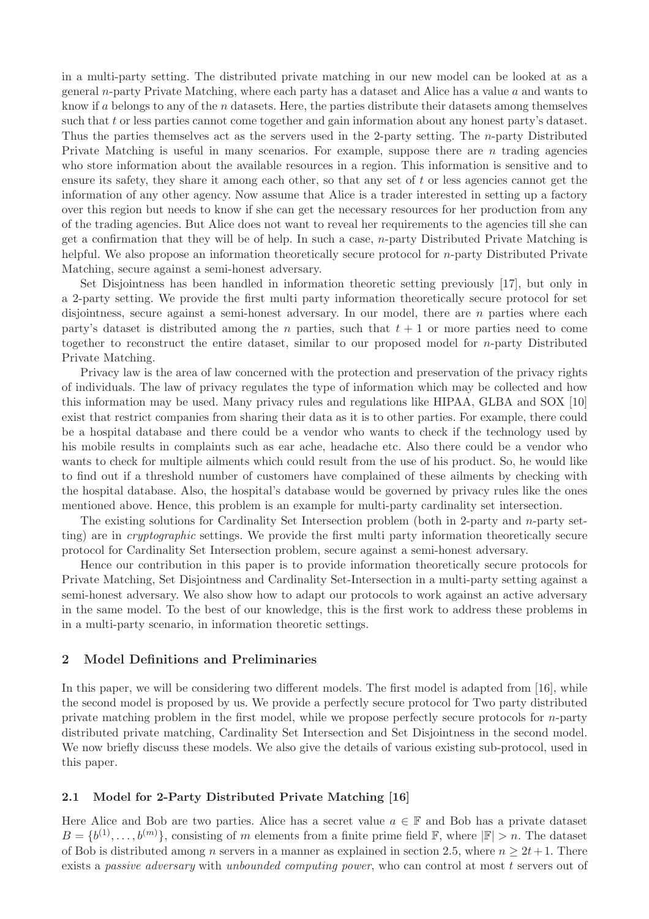in a multi-party setting. The distributed private matching in our new model can be looked at as a general $n$-party Private Matching, where each party has a dataset and Alice has a value $a$ and wants to know if $a$ belongs to any of the $n$ datasets. Here, the parties distribute their datasets among themselves such that $t$ or less parties cannot come together and gain information about any honest party's dataset. Thus the parties themselves act as the servers used in the 2-party setting. The $n$-party Distributed Private Matching is useful in many scenarios. For example, suppose there are $n$ trading agencies who store information about the available resources in a region. This information is sensitive and to ensure its safety, they share it among each other, so that any set of $t$ or less agencies cannot get the information of any other agency. Now assume that Alice is a trader interested in setting up a factory over this region but needs to know if she can get the necessary resources for her production from any of the trading agencies. But Alice does not want to reveal her requirements to the agencies till she can get a confirmation that they will be of help. In such a case, $n$-party Distributed Private Matching is helpful. We also propose an information theoretically secure protocol for $n$-party Distributed Private Matching, secure against a semi-honest adversary.

Set Disjointness has been handled in information theoretic setting previously [17], but only in a 2-party setting. We provide the first multi party information theoretically secure protocol for set disjointness, secure against a semi-honest adversary. In our model, there are $n$ parties where each party's dataset is distributed among the $n$ parties, such that $t+1$ or more parties need to come together to reconstruct the entire dataset, similar to our proposed model for $n$-party Distributed Private Matching.

Privacy law is the area of law concerned with the protection and preservation of the privacy rights of individuals. The law of privacy regulates the type of information which may be collected and how this information may be used. Many privacy rules and regulations like HIPAA, GLBA and SOX [10] exist that restrict companies from sharing their data as it is to other parties. For example, there could be a hospital database and there could be a vendor who wants to check if the technology used by his mobile results in complaints such as ear ache, headache etc. Also there could be a vendor who wants to check for multiple ailments which could result from the use of his product. So, he would like to find out if a threshold number of customers have complained of these ailments by checking with the hospital database. Also, the hospital's database would be governed by privacy rules like the ones mentioned above. Hence, this problem is an example for multi-party cardinality set intersection.

The existing solutions for Cardinality Set Intersection problem (both in 2-party and $n$-party setting) are in *cryptographic* settings. We provide the first multi party information theoretically secure protocol for Cardinality Set Intersection problem, secure against a semi-honest adversary.

Hence our contribution in this paper is to provide information theoretically secure protocols for Private Matching, Set Disjointness and Cardinality Set-Intersection in a multi-party setting against a semi-honest adversary. We also show how to adapt our protocols to work against an active adversary in the same model. To the best of our knowledge, this is the first work to address these problems in in a multi-party scenario, in information theoretic settings.

## 2 Model Definitions and Preliminaries

In this paper, we will be considering two different models. The first model is adapted from [16], while the second model is proposed by us. We provide a perfectly secure protocol for Two party distributed private matching problem in the first model, while we propose perfectly secure protocols for $n$-party distributed private matching, Cardinality Set Intersection and Set Disjointness in the second model. We now briefly discuss these models. We also give the details of various existing sub-protocol, used in this paper.

### 2.1 Model for 2-Party Distributed Private Matching [16]

Here Alice and Bob are two parties. Alice has a secret value $a \in \mathbb{F}$ and Bob has a private dataset $B = \{b^{(1)}, \ldots, b^{(m)}\}$, consisting of $m$ elements from a finite prime field $\mathbb{F}$, where $|\mathbb{F}| > n$. The dataset of Bob is distributed among $n$ servers in a manner as explained in section 2.5, where $n \geq 2t+1$. There exists a *passive adversary* with *unbounded computing power*, who can control at most $t$ servers out of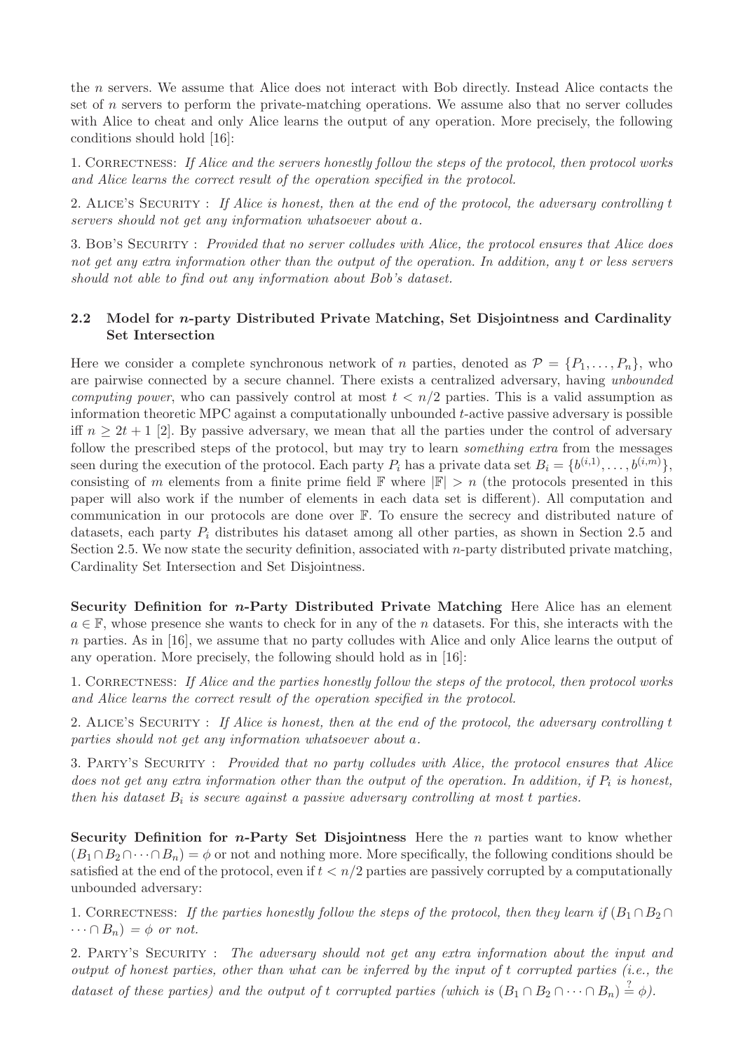the $n$ servers. We assume that Alice does not interact with Bob directly. Instead Alice contacts the set of $n$ servers to perform the private-matching operations. We assume also that no server colludes with Alice to cheat and only Alice learns the output of any operation. More precisely, the following conditions should hold [16]:

1. Correctness: *If Alice and the servers honestly follow the steps of the protocol, then protocol works and Alice learns the correct result of the operation specified in the protocol.*

2. Alice's Security : *If Alice is honest, then at the end of the protocol, the adversary controlling $t$ servers should not get any information whatsoever about $a$.*

3. Bob's Security : *Provided that no server colludes with Alice, the protocol ensures that Alice does not get any extra information other than the output of the operation. In addition, any $t$ or less servers should not able to find out any information about Bob's dataset.*

### 2.2 Model for $n$-party Distributed Private Matching, Set Disjointness and Cardinality Set Intersection

Here we consider a complete synchronous network of $n$ parties, denoted as $\mathcal{P} = \{P_1, \ldots, P_n\}$, who are pairwise connected by a secure channel. There exists a centralized adversary, having *unbounded computing power*, who can passively control at most $t < n/2$ parties. This is a valid assumption as information theoretic MPC against a computationally unbounded $t$-active passive adversary is possible iff $n \geq 2t+1$ [2]. By passive adversary, we mean that all the parties under the control of adversary follow the prescribed steps of the protocol, but may try to learn *something extra* from the messages seen during the execution of the protocol. Each party $P_i$ has a private data set $B_i = \{b^{(i,1)}, \ldots, b^{(i,m)}\}$, consisting of $m$ elements from a finite prime field $\mathbb{F}$ where $|\mathbb{F}| > n$ (the protocols presented in this paper will also work if the number of elements in each data set is different). All computation and communication in our protocols are done over $\mathbb{F}$. To ensure the secrecy and distributed nature of datasets, each party $P_i$ distributes his dataset among all other parties, as shown in Section 2.5 and Section 2.5. We now state the security definition, associated with $n$-party distributed private matching, Cardinality Set Intersection and Set Disjointness.

**Security Definition for $n$-Party Distributed Private Matching** Here Alice has an element $a \in \mathbb{F}$, whose presence she wants to check for in any of the $n$ datasets. For this, she interacts with the $n$ parties. As in [16], we assume that no party colludes with Alice and only Alice learns the output of any operation. More precisely, the following should hold as in [16]:

1. Correctness: *If Alice and the parties honestly follow the steps of the protocol, then protocol works and Alice learns the correct result of the operation specified in the protocol.*

2. Alice's Security : *If Alice is honest, then at the end of the protocol, the adversary controlling $t$ parties should not get any information whatsoever about $a$.*

3. Party's Security : *Provided that no party colludes with Alice, the protocol ensures that Alice does not get any extra information other than the output of the operation. In addition, if $P_i$ is honest, then his dataset $B_i$ is secure against a passive adversary controlling at most $t$ parties.*

**Security Definition for $n$-Party Set Disjointness** Here the $n$ parties want to know whether $(B_1 \cap B_2 \cap \cdots \cap B_n) = \phi$ or not and nothing more. More specifically, the following conditions should be satisfied at the end of the protocol, even if $t < n/2$ parties are passively corrupted by a computationally unbounded adversary:

1. Correctness: *If the parties honestly follow the steps of the protocol, then they learn if $(B_1 \cap B_2 \cap \cdots \cap B_n) = \phi$ or not.*

2. Party's Security : *The adversary should not get any extra information about the input and output of honest parties, other than what can be inferred by the input of $t$ corrupted parties (i.e., the dataset of these parties) and the output of $t$ corrupted parties (which is $(B_1 \cap B_2 \cap \cdots \cap B_n) \stackrel{?}{=} \phi$).*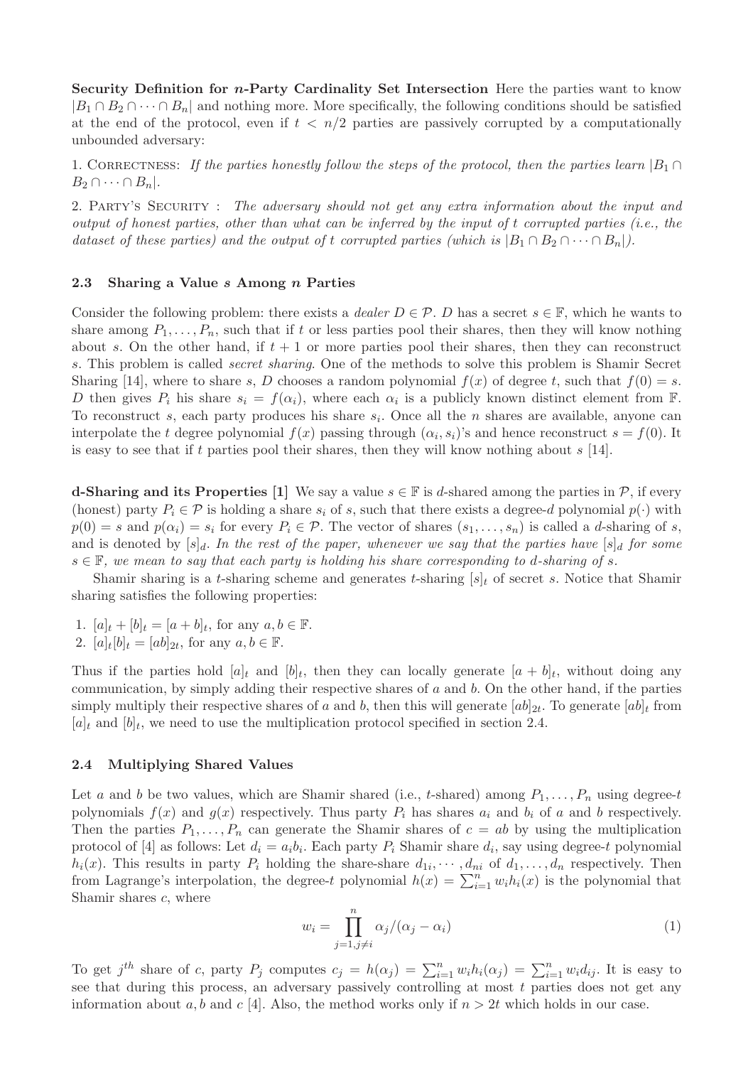**Security Definition for $n$-Party Cardinality Set Intersection** Here the parties want to know $|B_1 \cap B_2 \cap \cdots \cap B_n|$ and nothing more. More specifically, the following conditions should be satisfied at the end of the protocol, even if $t < n/2$ parties are passively corrupted by a computationally unbounded adversary:

1. CORRECTNESS: *If the parties honestly follow the steps of the protocol, then the parties learn $|B_1 \cap B_2 \cap \cdots \cap B_n|$.*

2. PARTY'S SECURITY : *The adversary should not get any extra information about the input and output of honest parties, other than what can be inferred by the input of $t$ corrupted parties (i.e., the dataset of these parties) and the output of $t$ corrupted parties (which is $|B_1 \cap B_2 \cap \cdots \cap B_n|$).*

### 2.3 Sharing a Value $s$ Among $n$ Parties

Consider the following problem: there exists a *dealer* $D \in \mathcal{P}$. $D$ has a secret $s \in \mathbb{F}$, which he wants to share among $P_1, \ldots, P_n$, such that if $t$ or less parties pool their shares, then they will know nothing about $s$. On the other hand, if $t+1$ or more parties pool their shares, then they can reconstruct $s$. This problem is called *secret sharing*. One of the methods to solve this problem is Shamir Secret Sharing [14], where to share $s$, $D$ chooses a random polynomial $f(x)$ of degree $t$, such that $f(0) = s$. $D$ then gives $P_i$ his share $s_i = f(\alpha_i)$, where each $\alpha_i$ is a publicly known distinct element from $\mathbb{F}$. To reconstruct $s$, each party produces his share $s_i$. Once all the $n$ shares are available, anyone can interpolate the $t$ degree polynomial $f(x)$ passing through $(\alpha_i, s_i)$'s and hence reconstruct $s = f(0)$. It is easy to see that if $t$ parties pool their shares, then they will know nothing about $s$ [14].

**d-Sharing and its Properties [1]** We say a value $s \in \mathbb{F}$ is $d$-shared among the parties in $\mathcal{P}$, if every (honest) party $P_i \in \mathcal{P}$ is holding a share $s_i$ of $s$, such that there exists a degree-$d$ polynomial $p(\cdot)$ with $p(0) = s$ and $p(\alpha_i) = s_i$ for every $P_i \in \mathcal{P}$. The vector of shares $(s_1, \ldots, s_n)$ is called a $d$-sharing of $s$, and is denoted by $[s]_d$. *In the rest of the paper, whenever we say that the parties have $[s]_d$ for some $s \in \mathbb{F}$, we mean to say that each party is holding his share corresponding to $d$-sharing of $s$.*

Shamir sharing is a $t$-sharing scheme and generates $t$-sharing $[s]_t$ of secret $s$. Notice that Shamir sharing satisfies the following properties:

1. $[a]_t + [b]_t = [a+b]_t$, for any $a, b \in \mathbb{F}$.
2. $[a]_t [b]_t = [ab]_{2t}$, for any $a, b \in \mathbb{F}$.

Thus if the parties hold $[a]_t$ and $[b]_t$, then they can locally generate $[a+b]_t$, without doing any communication, by simply adding their respective shares of $a$ and $b$. On the other hand, if the parties simply multiply their respective shares of $a$ and $b$, then this will generate $[ab]_{2t}$. To generate $[ab]_t$ from $[a]_t$ and $[b]_t$, we need to use the multiplication protocol specified in section 2.4.

### 2.4 Multiplying Shared Values

Let $a$ and $b$ be two values, which are Shamir shared (i.e., $t$-shared) among $P_1, \ldots, P_n$ using degree-$t$ polynomials $f(x)$ and $g(x)$ respectively. Thus party $P_i$ has shares $a_i$ and $b_i$ of $a$ and $b$ respectively. Then the parties $P_1, \ldots, P_n$ can generate the Shamir shares of $c = ab$ by using the multiplication protocol of [4] as follows: Let $d_i = a_i b_i$. Each party $P_i$ Shamir share $d_i$, say using degree-$t$ polynomial $h_i(x)$. This results in party $P_i$ holding the share-share $d_{1i}, \cdots, d_{ni}$ of $d_1, \ldots, d_n$ respectively. Then from Lagrange's interpolation, the degree-$t$ polynomial $h(x) = \sum_{i=1}^{n} w_i h_i(x)$ is the polynomial that Shamir shares $c$, where

$$w_i = \prod_{j=1, j \neq i}^{n} \alpha_j / (\alpha_j - \alpha_i) \tag{1}$$

To get $j^{th}$ share of $c$, party $P_j$ computes $c_j = h(\alpha_j) = \sum_{i=1}^{n} w_i h_i(\alpha_j) = \sum_{i=1}^{n} w_i d_{ij}$. It is easy to see that during this process, an adversary passively controlling at most $t$ parties does not get any information about $a, b$ and $c$ [4]. Also, the method works only if $n > 2t$ which holds in our case.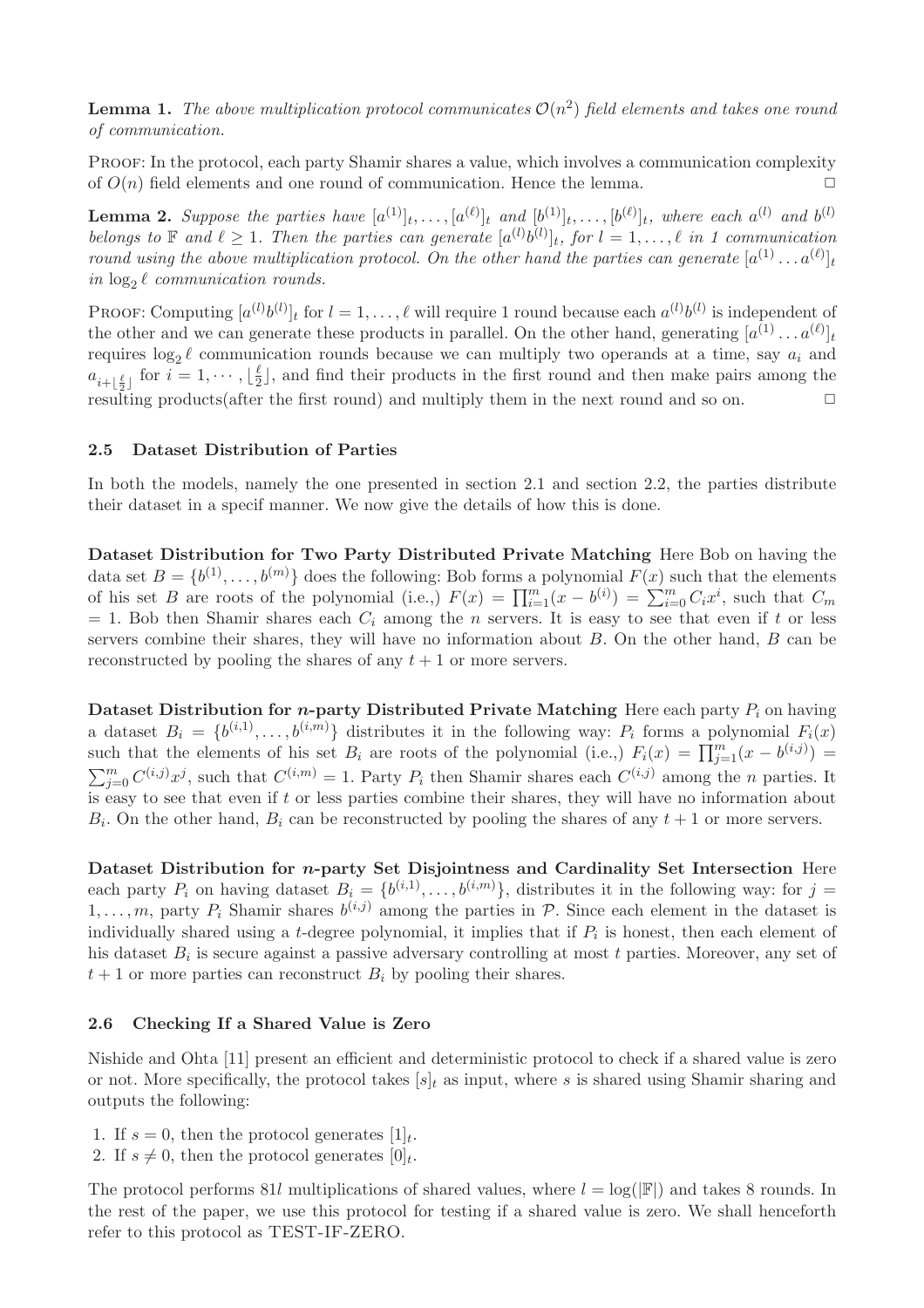**Lemma 1.** *The above multiplication protocol communicates $\mathcal{O}(n^2)$ field elements and takes one round of communication.*

PROOF: In the protocol, each party Shamir shares a value, which involves a communication complexity of $O(n)$ field elements and one round of communication. Hence the lemma. □

**Lemma 2.** *Suppose the parties have $[a^{(1)}]_t, \ldots, [a^{(\ell)}]_t$ and $[b^{(1)}]_t, \ldots, [b^{(\ell)}]_t$, where each $a^{(l)}$ and $b^{(l)}$ belongs to $\mathbb{F}$ and $\ell \geq 1$. Then the parties can generate $[a^{(l)}b^{(l)}]_t$, for $l = 1, \ldots, \ell$ in 1 communication round using the above multiplication protocol. On the other hand the parties can generate $[a^{(1)} \ldots a^{(\ell)}]_t$ in $\log_2 \ell$ communication rounds.*

PROOF: Computing $[a^{(l)}b^{(l)}]_t$ for $l = 1, \ldots, \ell$ will require 1 round because each $a^{(l)}b^{(l)}$ is independent of the other and we can generate these products in parallel. On the other hand, generating $[a^{(1)} \ldots a^{(\ell)}]_t$ requires $\log_2 \ell$ communication rounds because we can multiply two operands at a time, say $a_i$ and $a_{i+\lfloor \frac{\ell}{2} \rfloor}$ for $i = 1, \cdots, \lfloor \frac{\ell}{2} \rfloor$, and find their products in the first round and then make pairs among the resulting products(after the first round) and multiply them in the next round and so on. □

### 2.5 Dataset Distribution of Parties

In both the models, namely the one presented in section 2.1 and section 2.2, the parties distribute their dataset in a specif manner. We now give the details of how this is done.

**Dataset Distribution for Two Party Distributed Private Matching** Here Bob on having the data set $B = \{b^{(1)}, \ldots, b^{(m)}\}$ does the following: Bob forms a polynomial $F(x)$ such that the elements of his set $B$ are roots of the polynomial (i.e.,) $F(x) = \prod_{i=1}^{m}(x - b^{(i)}) = \sum_{i=0}^{m} C_i x^i$, such that $C_m = 1$. Bob then Shamir shares each $C_i$ among the $n$ servers. It is easy to see that even if $t$ or less servers combine their shares, they will have no information about $B$. On the other hand, $B$ can be reconstructed by pooling the shares of any $t+1$ or more servers.

**Dataset Distribution for $n$-party Distributed Private Matching** Here each party $P_i$ on having a dataset $B_i = \{b^{(i,1)}, \ldots, b^{(i,m)}\}$ distributes it in the following way: $P_i$ forms a polynomial $F_i(x)$ such that the elements of his set $B_i$ are roots of the polynomial (i.e.,) $F_i(x) = \prod_{j=1}^{m}(x - b^{(i,j)}) = \sum_{j=0}^{m} C^{(i,j)} x^j$, such that $C^{(i,m)} = 1$. Party $P_i$ then Shamir shares each $C^{(i,j)}$ among the $n$ parties. It is easy to see that even if $t$ or less parties combine their shares, they will have no information about $B_i$. On the other hand, $B_i$ can be reconstructed by pooling the shares of any $t+1$ or more servers.

**Dataset Distribution for $n$-party Set Disjointness and Cardinality Set Intersection** Here each party $P_i$ on having dataset $B_i = \{b^{(i,1)}, \ldots, b^{(i,m)}\}$, distributes it in the following way: for $j = 1, \ldots, m$, party $P_i$ Shamir shares $b^{(i,j)}$ among the parties in $\mathcal{P}$. Since each element in the dataset is individually shared using a $t$-degree polynomial, it implies that if $P_i$ is honest, then each element of his dataset $B_i$ is secure against a passive adversary controlling at most $t$ parties. Moreover, any set of $t+1$ or more parties can reconstruct $B_i$ by pooling their shares.

### 2.6 Checking If a Shared Value is Zero

Nishide and Ohta [11] present an efficient and deterministic protocol to check if a shared value is zero or not. More specifically, the protocol takes $[s]_t$ as input, where $s$ is shared using Shamir sharing and outputs the following:

1. If $s = 0$, then the protocol generates $[1]_t$.
2. If $s \neq 0$, then the protocol generates $[0]_t$.

The protocol performs $81l$ multiplications of shared values, where $l = \log(|\mathbb{F}|)$ and takes 8 rounds. In the rest of the paper, we use this protocol for testing if a shared value is zero. We shall henceforth refer to this protocol as TEST-IF-ZERO.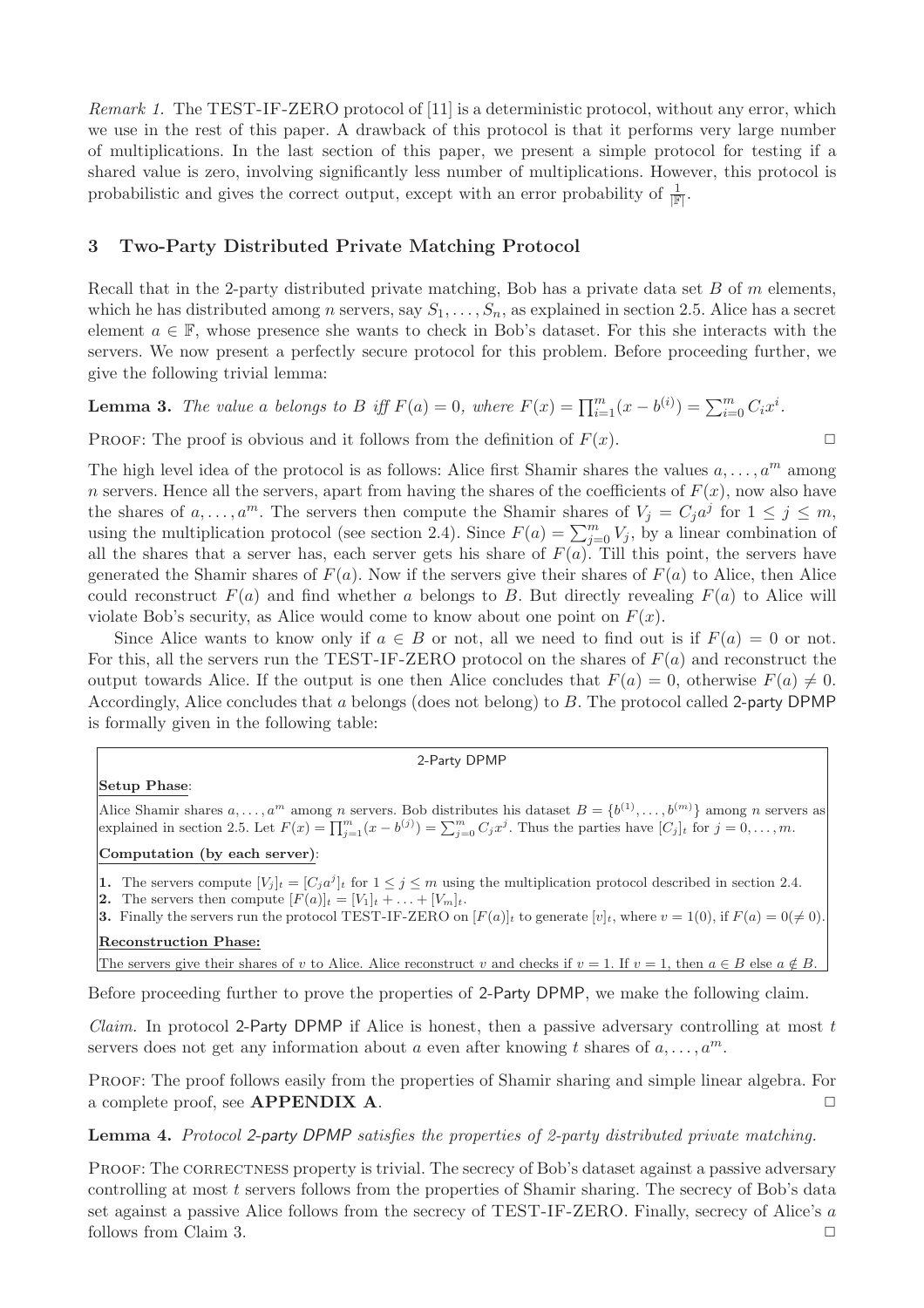*Remark 1.* The TEST-IF-ZERO protocol of [11] is a deterministic protocol, without any error, which we use in the rest of this paper. A drawback of this protocol is that it performs very large number of multiplications. In the last section of this paper, we present a simple protocol for testing if a shared value is zero, involving significantly less number of multiplications. However, this protocol is probabilistic and gives the correct output, except with an error probability of $\frac{1}{|\mathbb{F}|}$.

## 3 Two-Party Distributed Private Matching Protocol

Recall that in the 2-party distributed private matching, Bob has a private data set $B$ of $m$ elements, which he has distributed among $n$ servers, say $S_1, \ldots, S_n$, as explained in section 2.5. Alice has a secret element $a \in \mathbb{F}$, whose presence she wants to check in Bob's dataset. For this she interacts with the servers. We now present a perfectly secure protocol for this problem. Before proceeding further, we give the following trivial lemma:

**Lemma 3.** *The value $a$ belongs to $B$ iff $F(a) = 0$, where $F(x) = \prod_{i=1}^{m}(x - b^{(i)}) = \sum_{i=0}^{m} C_i x^i$.*

PROOF: The proof is obvious and it follows from the definition of $F(x)$. □

The high level idea of the protocol is as follows: Alice first Shamir shares the values $a, \ldots, a^m$ among $n$ servers. Hence all the servers, apart from having the shares of the coefficients of $F(x)$, now also have the shares of $a, \ldots, a^m$. The servers then compute the Shamir shares of $V_j = C_j a^j$ for $1 \leq j \leq m$, using the multiplication protocol (see section 2.4). Since $F(a) = \sum_{j=0}^{m} V_j$, by a linear combination of all the shares that a server has, each server gets his share of $F(a)$. Till this point, the servers have generated the Shamir shares of $F(a)$. Now if the servers give their shares of $F(a)$ to Alice, then Alice could reconstruct $F(a)$ and find whether $a$ belongs to $B$. But directly revealing $F(a)$ to Alice will violate Bob's security, as Alice would come to know about one point on $F(x)$.

Since Alice wants to know only if $a \in B$ or not, all we need to find out is if $F(a) = 0$ or not. For this, all the servers run the TEST-IF-ZERO protocol on the shares of $F(a)$ and reconstruct the output towards Alice. If the output is one then Alice concludes that $F(a) = 0$, otherwise $F(a) \neq 0$. Accordingly, Alice concludes that $a$ belongs (does not belong) to $B$. The protocol called 2-party DPMP is formally given in the following table:

---

**2-Party DPMP**

**Setup Phase**:

Alice Shamir shares $a, \ldots, a^m$ among $n$ servers. Bob distributes his dataset $B = \{b^{(1)}, \ldots, b^{(m)}\}$ among $n$ servers as explained in section 2.5. Let $F(x) = \prod_{j=1}^{m}(x - b^{(j)}) = \sum_{j=0}^{m} C_j x^j$. Thus the parties have $[C_j]_t$ for $j = 0, \ldots, m$.

**Computation (by each server)**:

**1.** The servers compute $[V_j]_t = [C_j a^j]_t$ for $1 \leq j \leq m$ using the multiplication protocol described in section 2.4.
**2.** The servers then compute $[F(a)]_t = [V_1]_t + \ldots + [V_m]_t$.
**3.** Finally the servers run the protocol TEST-IF-ZERO on $[F(a)]_t$ to generate $[v]_t$, where $v = 1(0)$, if $F(a) = 0(\neq 0)$.

**Reconstruction Phase:**

The servers give their shares of $v$ to Alice. Alice reconstruct $v$ and checks if $v = 1$. If $v = 1$, then $a \in B$ else $a \notin B$.

---

Before proceeding further to prove the properties of 2-Party DPMP, we make the following claim.

*Claim.* In protocol 2-Party DPMP if Alice is honest, then a passive adversary controlling at most $t$ servers does not get any information about $a$ even after knowing $t$ shares of $a, \ldots, a^m$.

PROOF: The proof follows easily from the properties of Shamir sharing and simple linear algebra. For a complete proof, see **APPENDIX A**. □

**Lemma 4.** *Protocol 2-party DPMP satisfies the properties of 2-party distributed private matching.*

PROOF: The CORRECTNESS property is trivial. The secrecy of Bob's dataset against a passive adversary controlling at most $t$ servers follows from the properties of Shamir sharing. The secrecy of Bob's data set against a passive Alice follows from the secrecy of TEST-IF-ZERO. Finally, secrecy of Alice's $a$ follows from Claim 3. □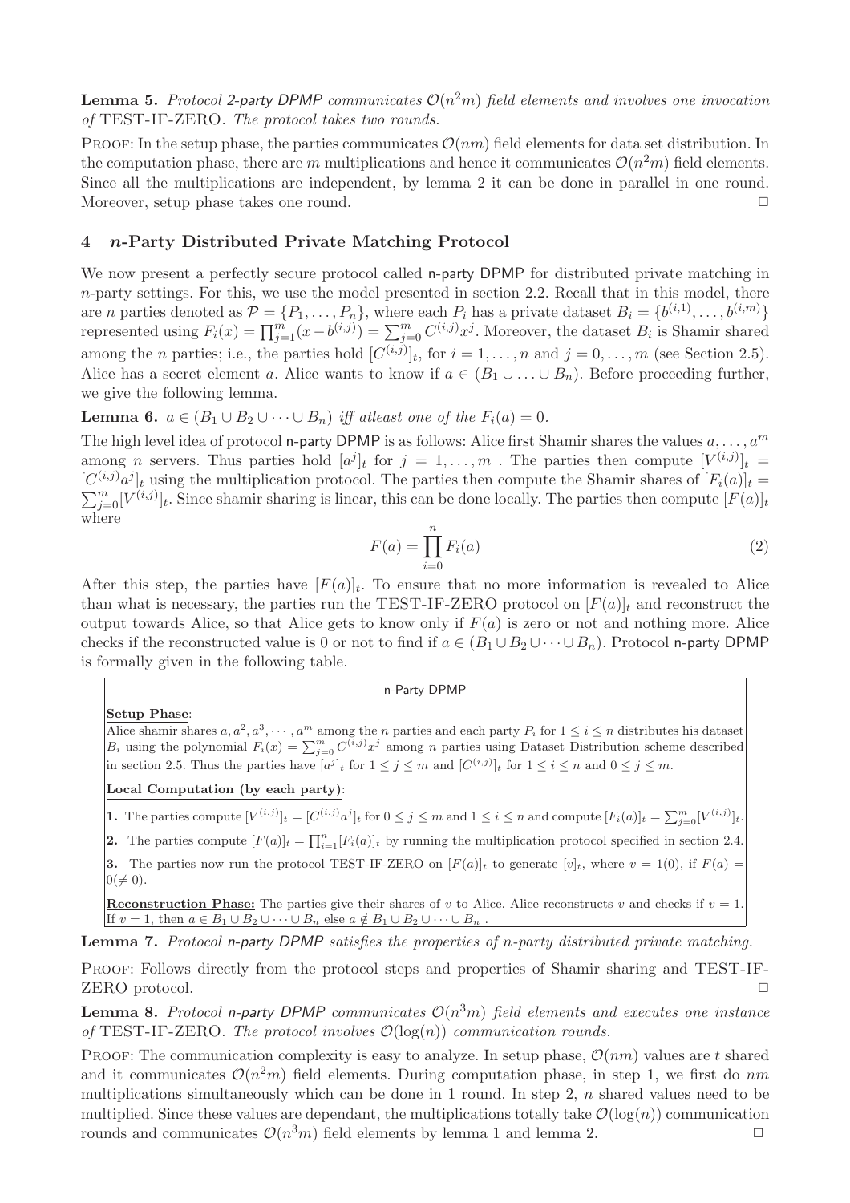**Lemma 5.** *Protocol 2-party DPMP communicates $\mathcal{O}(n^2 m)$ field elements and involves one invocation of* TEST-IF-ZERO*. The protocol takes two rounds.*

Proof: In the setup phase, the parties communicates $\mathcal{O}(nm)$ field elements for data set distribution. In the computation phase, there are $m$ multiplications and hence it communicates $\mathcal{O}(n^2 m)$ field elements. Since all the multiplications are independent, by lemma 2 it can be done in parallel in one round. Moreover, setup phase takes one round. □

## 4 $n$-Party Distributed Private Matching Protocol

We now present a perfectly secure protocol called n-party DPMP for distributed private matching in $n$-party settings. For this, we use the model presented in section 2.2. Recall that in this model, there are $n$ parties denoted as $\mathcal{P} = \{P_1, \ldots, P_n\}$, where each $P_i$ has a private dataset $B_i = \{b^{(i,1)}, \ldots, b^{(i,m)}\}$ represented using $F_i(x) = \prod_{j=1}^{m}(x - b^{(i,j)}) = \sum_{j=0}^{m} C^{(i,j)} x^j$. Moreover, the dataset $B_i$ is Shamir shared among the $n$ parties; i.e., the parties hold $[C^{(i,j)}]_t$, for $i = 1, \ldots, n$ and $j = 0, \ldots, m$ (see Section 2.5). Alice has a secret element $a$. Alice wants to know if $a \in (B_1 \cup \ldots \cup B_n)$. Before proceeding further, we give the following lemma.

**Lemma 6.** *$a \in (B_1 \cup B_2 \cup \cdots \cup B_n)$ iff atleast one of the $F_i(a) = 0$.*

The high level idea of protocol n-party DPMP is as follows: Alice first Shamir shares the values $a, \ldots, a^m$ among $n$ servers. Thus parties hold $[a^j]_t$ for $j = 1, \ldots, m$ . The parties then compute $[V^{(i,j)}]_t = [C^{(i,j)} a^j]_t$ using the multiplication protocol. The parties then compute the Shamir shares of $[F_i(a)]_t = \sum_{j=0}^{m} [V^{(i,j)}]_t$. Since shamir sharing is linear, this can be done locally. The parties then compute $[F(a)]_t$ where

$$F(a) = \prod_{i=0}^{n} F_i(a) \tag{2}$$

After this step, the parties have $[F(a)]_t$. To ensure that no more information is revealed to Alice than what is necessary, the parties run the TEST-IF-ZERO protocol on $[F(a)]_t$ and reconstruct the output towards Alice, so that Alice gets to know only if $F(a)$ is zero or not and nothing more. Alice checks if the reconstructed value is 0 or not to find if $a \in (B_1 \cup B_2 \cup \cdots \cup B_n)$. Protocol n-party DPMP is formally given in the following table.

---

**n-Party DPMP**

**Setup Phase**:
Alice shamir shares $a, a^2, a^3, \cdots, a^m$ among the $n$ parties and each party $P_i$ for $1 \le i \le n$ distributes his dataset $B_i$ using the polynomial $F_i(x) = \sum_{j=0}^{m} C^{(i,j)} x^j$ among $n$ parties using Dataset Distribution scheme described in section 2.5. Thus the parties have $[a^j]_t$ for $1 \le j \le m$ and $[C^{(i,j)}]_t$ for $1 \le i \le n$ and $0 \le j \le m$.

**Local Computation (by each party)**:

**1.** The parties compute $[V^{(i,j)}]_t = [C^{(i,j)} a^j]_t$ for $0 \le j \le m$ and $1 \le i \le n$ and compute $[F_i(a)]_t = \sum_{j=0}^{m} [V^{(i,j)}]_t$.

**2.** The parties compute $[F(a)]_t = \prod_{i=1}^{n} [F_i(a)]_t$ by running the multiplication protocol specified in section 2.4.

**3.** The parties now run the protocol TEST-IF-ZERO on $[F(a)]_t$ to generate $[v]_t$, where $v = 1(0)$, if $F(a) = 0 (\neq 0)$.

**Reconstruction Phase:** The parties give their shares of $v$ to Alice. Alice reconstructs $v$ and checks if $v = 1$. If $v = 1$, then $a \in B_1 \cup B_2 \cup \cdots \cup B_n$ else $a \notin B_1 \cup B_2 \cup \cdots \cup B_n$ .

---

**Lemma 7.** *Protocol n-party DPMP satisfies the properties of $n$-party distributed private matching.*

Proof: Follows directly from the protocol steps and properties of Shamir sharing and TEST-IF-ZERO protocol. □

**Lemma 8.** *Protocol n-party DPMP communicates $\mathcal{O}(n^3 m)$ field elements and executes one instance of* TEST-IF-ZERO*. The protocol involves $\mathcal{O}(\log(n))$ communication rounds.*

Proof: The communication complexity is easy to analyze. In setup phase, $\mathcal{O}(nm)$ values are $t$ shared and it communicates $\mathcal{O}(n^2 m)$ field elements. During computation phase, in step 1, we first do $nm$ multiplications simultaneously which can be done in 1 round. In step 2, $n$ shared values need to be multiplied. Since these values are dependant, the multiplications totally take $\mathcal{O}(\log(n))$ communication rounds and communicates $\mathcal{O}(n^3 m)$ field elements by lemma 1 and lemma 2. □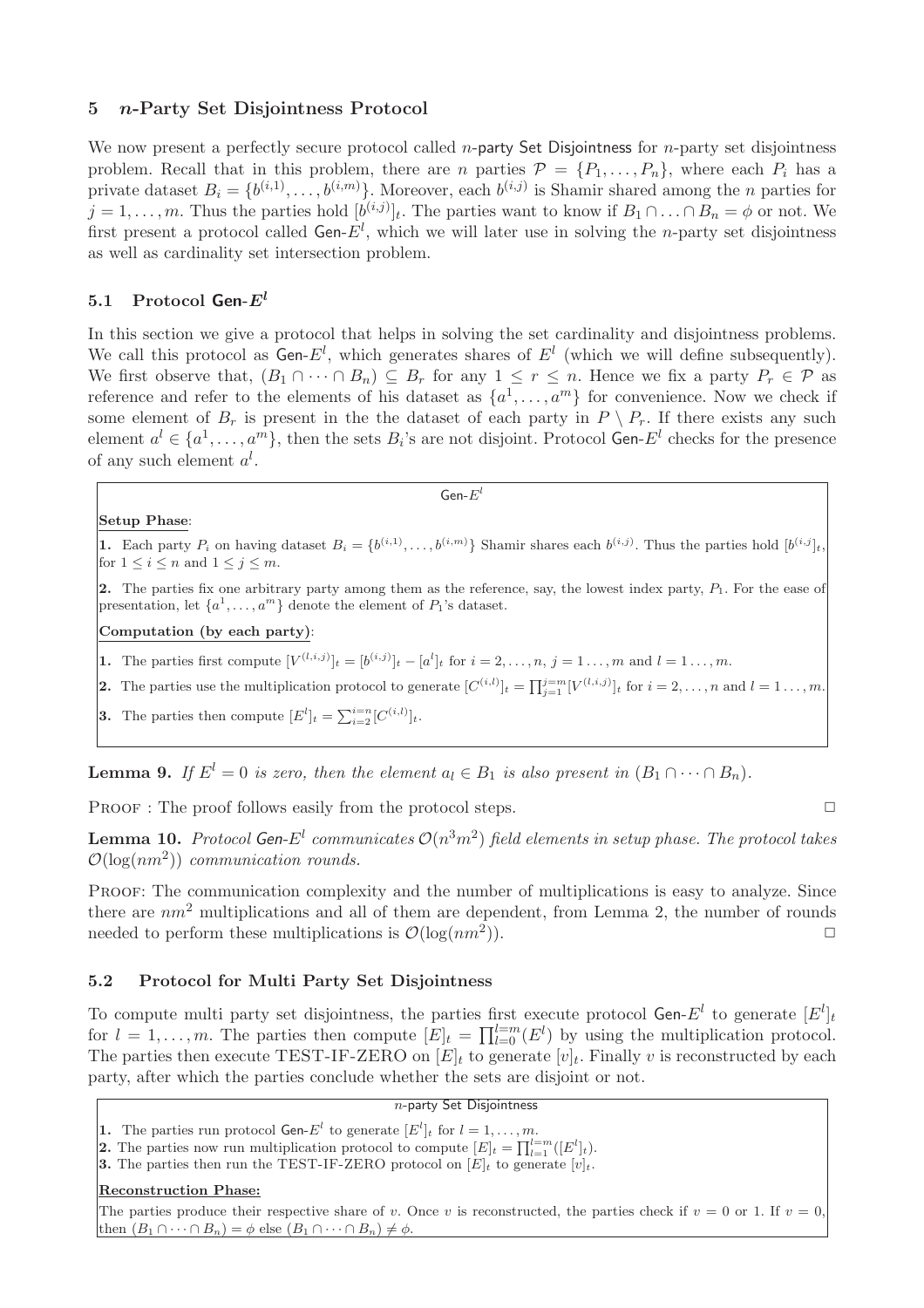## 5 $n$-Party Set Disjointness Protocol

We now present a perfectly secure protocol called $n$-party Set Disjointness for $n$-party set disjointness problem. Recall that in this problem, there are $n$ parties $\mathcal{P} = \{P_1, \ldots, P_n\}$, where each $P_i$ has a private dataset $B_i = \{b^{(i,1)}, \ldots, b^{(i,m)}\}$. Moreover, each $b^{(i,j)}$ is Shamir shared among the $n$ parties for $j = 1, \ldots, m$. Thus the parties hold $[b^{(i,j)}]_t$. The parties want to know if $B_1 \cap \ldots \cap B_n = \phi$ or not. We first present a protocol called Gen-$E^l$, which we will later use in solving the $n$-party set disjointness as well as cardinality set intersection problem.

### 5.1 Protocol Gen-$E^l$

In this section we give a protocol that helps in solving the set cardinality and disjointness problems. We call this protocol as Gen-$E^l$, which generates shares of $E^l$ (which we will define subsequently). We first observe that, $(B_1 \cap \cdots \cap B_n) \subseteq B_r$ for any $1 \leq r \leq n$. Hence we fix a party $P_r \in \mathcal{P}$ as reference and refer to the elements of his dataset as $\{a^1, \ldots, a^m\}$ for convenience. Now we check if some element of $B_r$ is present in the the dataset of each party in $P \setminus P_r$. If there exists any such element $a^l \in \{a^1, \ldots, a^m\}$, then the sets $B_i$'s are not disjoint. Protocol Gen-$E^l$ checks for the presence of any such element $a^l$.

**Gen-$E^l$**

**Setup Phase**:

**1.** Each party $P_i$ on having dataset $B_i = \{b^{(i,1)}, \ldots, b^{(i,m)}\}$ Shamir shares each $b^{(i,j)}$. Thus the parties hold $[b^{(i,j)}]_t$, for $1 \leq i \leq n$ and $1 \leq j \leq m$.

**2.** The parties fix one arbitrary party among them as the reference, say, the lowest index party, $P_1$. For the ease of presentation, let $\{a^1, \ldots, a^m\}$ denote the element of $P_1$'s dataset.

**Computation (by each party)**:

**1.** The parties first compute $[V^{(l,i,j)}]_t = [b^{(i,j)}]_t - [a^l]_t$ for $i = 2, \ldots, n$, $j = 1 \ldots, m$ and $l = 1 \ldots, m$.

**2.** The parties use the multiplication protocol to generate $[C^{(i,l)}]_t = \prod_{j=1}^{j=m} [V^{(l,i,j)}]_t$ for $i = 2, \ldots, n$ and $l = 1 \ldots, m$.

**3.** The parties then compute $[E^l]_t = \sum_{i=2}^{i=n} [C^{(i,l)}]_t$.

**Lemma 9.** *If $E^l = 0$ is zero, then the element $a_l \in B_1$ is also present in $(B_1 \cap \cdots \cap B_n)$.*

Proof : The proof follows easily from the protocol steps. □

**Lemma 10.** *Protocol Gen-$E^l$ communicates $\mathcal{O}(n^3m^2)$ field elements in setup phase. The protocol takes $\mathcal{O}(\log(nm^2))$ communication rounds.*

Proof: The communication complexity and the number of multiplications is easy to analyze. Since there are $nm^2$ multiplications and all of them are dependent, from Lemma 2, the number of rounds needed to perform these multiplications is $\mathcal{O}(\log(nm^2))$. □

### 5.2 Protocol for Multi Party Set Disjointness

To compute multi party set disjointness, the parties first execute protocol Gen-$E^l$ to generate $[E^l]_t$ for $l = 1, \ldots, m$. The parties then compute $[E]_t = \prod_{l=0}^{l=m}(E^l)$ by using the multiplication protocol. The parties then execute TEST-IF-ZERO on $[E]_t$ to generate $[v]_t$. Finally $v$ is reconstructed by each party, after which the parties conclude whether the sets are disjoint or not.

**$n$-party Set Disjointness**

**1.** The parties run protocol Gen-$E^l$ to generate $[E^l]_t$ for $l = 1, \ldots, m$.
**2.** The parties now run multiplication protocol to compute $[E]_t = \prod_{l=1}^{l=m}([E^l]_t)$.
**3.** The parties then run the TEST-IF-ZERO protocol on $[E]_t$ to generate $[v]_t$.

**Reconstruction Phase:**

The parties produce their respective share of $v$. Once $v$ is reconstructed, the parties check if $v = 0$ or 1. If $v = 0$, then $(B_1 \cap \cdots \cap B_n) = \phi$ else $(B_1 \cap \cdots \cap B_n) \neq \phi$.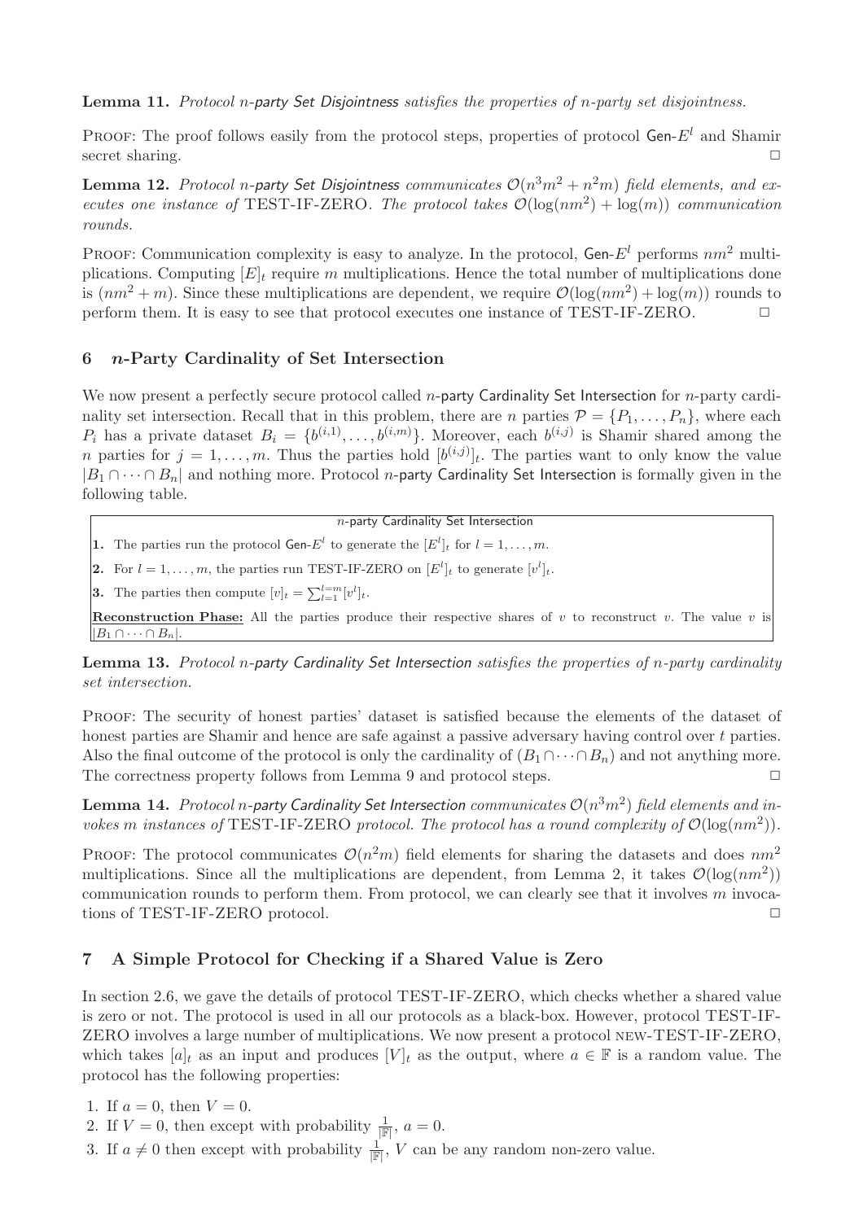**Lemma 11.** *Protocol n-party Set Disjointness satisfies the properties of n-party set disjointness.*

Proof: The proof follows easily from the protocol steps, properties of protocol Gen-$E^l$ and Shamir secret sharing. □

**Lemma 12.** *Protocol n-party Set Disjointness communicates $\mathcal{O}(n^3m^2 + n^2m)$ field elements, and executes one instance of* TEST-IF-ZERO*. The protocol takes $\mathcal{O}(\log(nm^2) + \log(m))$ communication rounds.*

Proof: Communication complexity is easy to analyze. In the protocol, Gen-$E^l$ performs $nm^2$ multiplications. Computing $[E]_t$ require $m$ multiplications. Hence the total number of multiplications done is $(nm^2 + m)$. Since these multiplications are dependent, we require $\mathcal{O}(\log(nm^2) + \log(m))$ rounds to perform them. It is easy to see that protocol executes one instance of TEST-IF-ZERO. □

## 6 n-Party Cardinality of Set Intersection

We now present a perfectly secure protocol called $n$-party Cardinality Set Intersection for $n$-party cardinality set intersection. Recall that in this problem, there are $n$ parties $\mathcal{P} = \{P_1, \ldots, P_n\}$, where each $P_i$ has a private dataset $B_i = \{b^{(i,1)}, \ldots, b^{(i,m)}\}$. Moreover, each $b^{(i,j)}$ is Shamir shared among the $n$ parties for $j = 1, \ldots, m$. Thus the parties hold $[b^{(i,j)}]_t$. The parties want to only know the value $|B_1 \cap \cdots \cap B_n|$ and nothing more. Protocol $n$-party Cardinality Set Intersection is formally given in the following table.

| $n$-party Cardinality Set Intersection |
|---|
| **1.** The parties run the protocol Gen-$E^l$ to generate the $[E^l]_t$ for $l = 1, \ldots, m$. |
| **2.** For $l = 1, \ldots, m$, the parties run TEST-IF-ZERO on $[E^l]_t$ to generate $[v^l]_t$. |
| **3.** The parties then compute $[v]_t = \sum_{l=1}^{l=m} [v^l]_t$. |
| **Reconstruction Phase:** All the parties produce their respective shares of $v$ to reconstruct $v$. The value $v$ is $\|B_1 \cap \cdots \cap B_n\|$. |

**Lemma 13.** *Protocol n-party Cardinality Set Intersection satisfies the properties of n-party cardinality set intersection.*

Proof: The security of honest parties' dataset is satisfied because the elements of the dataset of honest parties are Shamir and hence are safe against a passive adversary having control over $t$ parties. Also the final outcome of the protocol is only the cardinality of $(B_1 \cap \cdots \cap B_n)$ and not anything more. The correctness property follows from Lemma 9 and protocol steps. □

**Lemma 14.** *Protocol n-party Cardinality Set Intersection communicates $\mathcal{O}(n^3m^2)$ field elements and invokes $m$ instances of* TEST-IF-ZERO *protocol. The protocol has a round complexity of $\mathcal{O}(\log(nm^2))$.*

Proof: The protocol communicates $\mathcal{O}(n^2m)$ field elements for sharing the datasets and does $nm^2$ multiplications. Since all the multiplications are dependent, from Lemma 2, it takes $\mathcal{O}(\log(nm^2))$ communication rounds to perform them. From protocol, we can clearly see that it involves $m$ invocations of TEST-IF-ZERO protocol. □

## 7 A Simple Protocol for Checking if a Shared Value is Zero

In section 2.6, we gave the details of protocol TEST-IF-ZERO, which checks whether a shared value is zero or not. The protocol is used in all our protocols as a black-box. However, protocol TEST-IF-ZERO involves a large number of multiplications. We now present a protocol NEW-TEST-IF-ZERO, which takes $[a]_t$ as an input and produces $[V]_t$ as the output, where $a \in \mathbb{F}$ is a random value. The protocol has the following properties:

1. If $a = 0$, then $V = 0$.
2. If $V = 0$, then except with probability $\frac{1}{|\mathbb{F}|}$, $a = 0$.
3. If $a \neq 0$ then except with probability $\frac{1}{|\mathbb{F}|}$, $V$ can be any random non-zero value.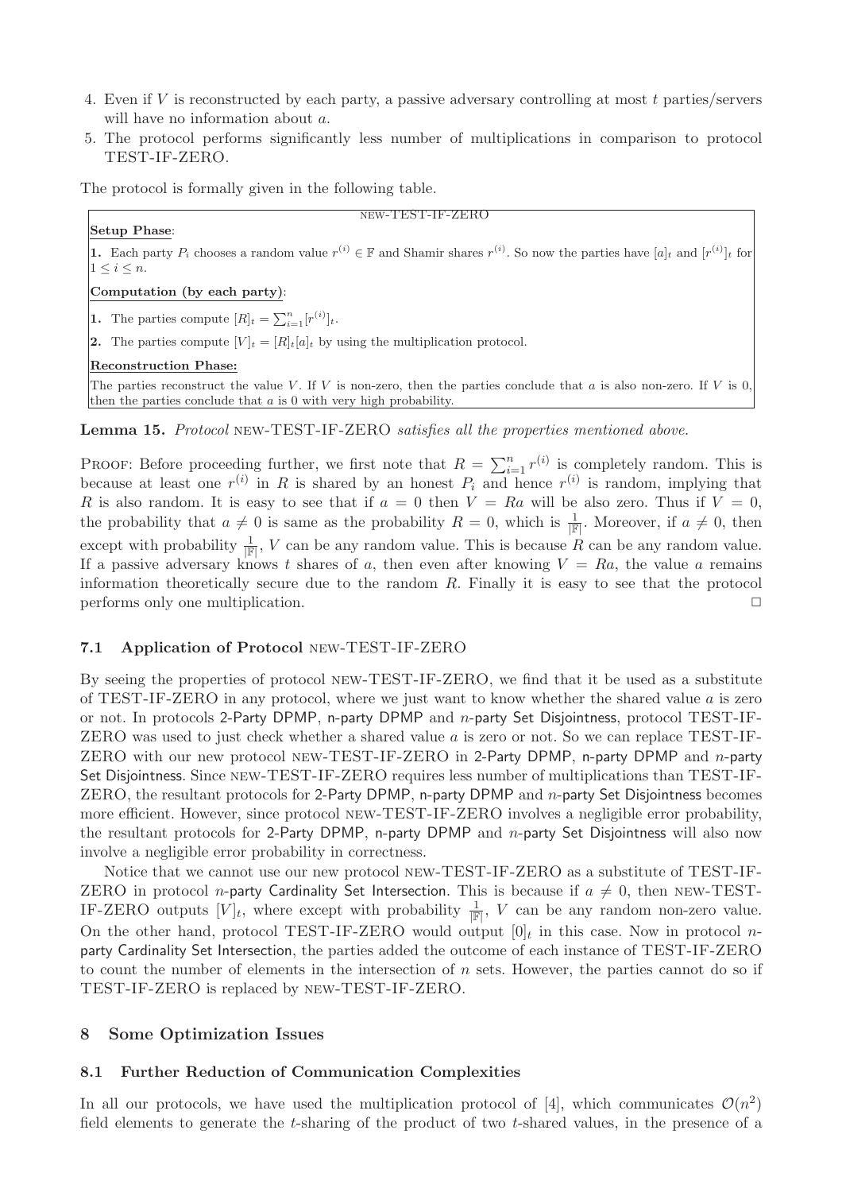4. Even if $V$ is reconstructed by each party, a passive adversary controlling at most $t$ parties/servers will have no information about $a$.
5. The protocol performs significantly less number of multiplications in comparison to protocol TEST-IF-ZERO.

The protocol is formally given in the following table.

| NEW-TEST-IF-ZERO |
|---|
| **Setup Phase**: |
| **1.** Each party $P_i$ chooses a random value $r^{(i)} \in \mathbb{F}$ and Shamir shares $r^{(i)}$. So now the parties have $[a]_t$ and $[r^{(i)}]_t$ for $1 \leq i \leq n$. |
| **Computation (by each party)**: |
| **1.** The parties compute $[R]_t = \sum_{i=1}^{n} [r^{(i)}]_t$. |
| **2.** The parties compute $[V]_t = [R]_t[a]_t$ by using the multiplication protocol. |
| **Reconstruction Phase:** |
| The parties reconstruct the value $V$. If $V$ is non-zero, then the parties conclude that $a$ is also non-zero. If $V$ is 0, then the parties conclude that $a$ is 0 with very high probability. |

**Lemma 15.** *Protocol* NEW-TEST-IF-ZERO *satisfies all the properties mentioned above.*

PROOF: Before proceeding further, we first note that $R = \sum_{i=1}^{n} r^{(i)}$ is completely random. This is because at least one $r^{(i)}$ in $R$ is shared by an honest $P_i$ and hence $r^{(i)}$ is random, implying that $R$ is also random. It is easy to see that if $a = 0$ then $V = Ra$ will be also zero. Thus if $V = 0$, the probability that $a \neq 0$ is same as the probability $R = 0$, which is $\frac{1}{|\mathbb{F}|}$. Moreover, if $a \neq 0$, then except with probability $\frac{1}{|\mathbb{F}|}$, $V$ can be any random value. This is because $R$ can be any random value. If a passive adversary knows $t$ shares of $a$, then even after knowing $V = Ra$, the value $a$ remains information theoretically secure due to the random $R$. Finally it is easy to see that the protocol performs only one multiplication. □

### 7.1 Application of Protocol NEW-TEST-IF-ZERO

By seeing the properties of protocol NEW-TEST-IF-ZERO, we find that it be used as a substitute of TEST-IF-ZERO in any protocol, where we just want to know whether the shared value $a$ is zero or not. In protocols 2-Party DPMP, n-party DPMP and $n$-party Set Disjointness, protocol TEST-IF-ZERO was used to just check whether a shared value $a$ is zero or not. So we can replace TEST-IF-ZERO with our new protocol NEW-TEST-IF-ZERO in 2-Party DPMP, n-party DPMP and $n$-party Set Disjointness. Since NEW-TEST-IF-ZERO requires less number of multiplications than TEST-IF-ZERO, the resultant protocols for 2-Party DPMP, n-party DPMP and $n$-party Set Disjointness becomes more efficient. However, since protocol NEW-TEST-IF-ZERO involves a negligible error probability, the resultant protocols for 2-Party DPMP, n-party DPMP and $n$-party Set Disjointness will also now involve a negligible error probability in correctness.

Notice that we cannot use our new protocol NEW-TEST-IF-ZERO as a substitute of TEST-IF-ZERO in protocol $n$-party Cardinality Set Intersection. This is because if $a \neq 0$, then NEW-TEST-IF-ZERO outputs $[V]_t$, where except with probability $\frac{1}{|\mathbb{F}|}$, $V$ can be any random non-zero value. On the other hand, protocol TEST-IF-ZERO would output $[0]_t$ in this case. Now in protocol $n$-party Cardinality Set Intersection, the parties added the outcome of each instance of TEST-IF-ZERO to count the number of elements in the intersection of $n$ sets. However, the parties cannot do so if TEST-IF-ZERO is replaced by NEW-TEST-IF-ZERO.

## 8 Some Optimization Issues

### 8.1 Further Reduction of Communication Complexities

In all our protocols, we have used the multiplication protocol of [4], which communicates $\mathcal{O}(n^2)$ field elements to generate the $t$-sharing of the product of two $t$-shared values, in the presence of a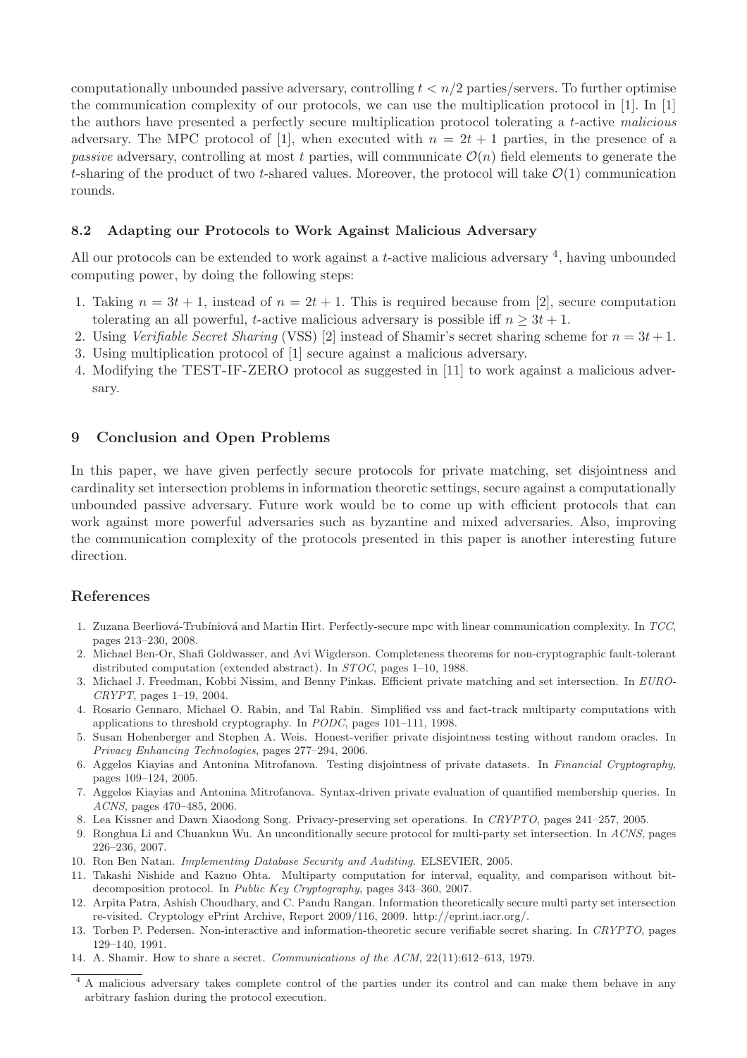computationally unbounded passive adversary, controlling $t < n/2$ parties/servers. To further optimise the communication complexity of our protocols, we can use the multiplication protocol in [1]. In [1] the authors have presented a perfectly secure multiplication protocol tolerating a $t$-active *malicious* adversary. The MPC protocol of [1], when executed with $n = 2t + 1$ parties, in the presence of a *passive* adversary, controlling at most $t$ parties, will communicate $\mathcal{O}(n)$ field elements to generate the $t$-sharing of the product of two $t$-shared values. Moreover, the protocol will take $\mathcal{O}(1)$ communication rounds.

### 8.2 Adapting our Protocols to Work Against Malicious Adversary

All our protocols can be extended to work against a $t$-active malicious adversary [4], having unbounded computing power, by doing the following steps:

1. Taking $n = 3t + 1$, instead of $n = 2t + 1$. This is required because from [2], secure computation tolerating an all powerful, $t$-active malicious adversary is possible iff $n \geq 3t + 1$.
2. Using *Verifiable Secret Sharing* (VSS) [2] instead of Shamir's secret sharing scheme for $n = 3t + 1$.
3. Using multiplication protocol of [1] secure against a malicious adversary.
4. Modifying the TEST-IF-ZERO protocol as suggested in [11] to work against a malicious adversary.

## 9 Conclusion and Open Problems

In this paper, we have given perfectly secure protocols for private matching, set disjointness and cardinality set intersection problems in information theoretic settings, secure against a computationally unbounded passive adversary. Future work would be to come up with efficient protocols that can work against more powerful adversaries such as byzantine and mixed adversaries. Also, improving the communication complexity of the protocols presented in this paper is another interesting future direction.

## References

1. Zuzana Beerliová-Trubíniová and Martin Hirt. Perfectly-secure mpc with linear communication complexity. In *TCC*, pages 213–230, 2008.
2. Michael Ben-Or, Shafi Goldwasser, and Avi Wigderson. Completeness theorems for non-cryptographic fault-tolerant distributed computation (extended abstract). In *STOC*, pages 1–10, 1988.
3. Michael J. Freedman, Kobbi Nissim, and Benny Pinkas. Efficient private matching and set intersection. In *EUROCRYPT*, pages 1–19, 2004.
4. Rosario Gennaro, Michael O. Rabin, and Tal Rabin. Simplified vss and fact-track multiparty computations with applications to threshold cryptography. In *PODC*, pages 101–111, 1998.
5. Susan Hohenberger and Stephen A. Weis. Honest-verifier private disjointness testing without random oracles. In *Privacy Enhancing Technologies*, pages 277–294, 2006.
6. Aggelos Kiayias and Antonina Mitrofanova. Testing disjointness of private datasets. In *Financial Cryptography*, pages 109–124, 2005.
7. Aggelos Kiayias and Antonina Mitrofanova. Syntax-driven private evaluation of quantified membership queries. In *ACNS*, pages 470–485, 2006.
8. Lea Kissner and Dawn Xiaodong Song. Privacy-preserving set operations. In *CRYPTO*, pages 241–257, 2005.
9. Ronghua Li and Chuankun Wu. An unconditionally secure protocol for multi-party set intersection. In *ACNS*, pages 226–236, 2007.
10. Ron Ben Natan. *Implementing Database Security and Auditing*. ELSEVIER, 2005.
11. Takashi Nishide and Kazuo Ohta. Multiparty computation for interval, equality, and comparison without bit-decomposition protocol. In *Public Key Cryptography*, pages 343–360, 2007.
12. Arpita Patra, Ashish Choudhary, and C. Pandu Rangan. Information theoretically secure multi party set intersection re-visited. Cryptology ePrint Archive, Report 2009/116, 2009. http://eprint.iacr.org/.
13. Torben P. Pedersen. Non-interactive and information-theoretic secure verifiable secret sharing. In *CRYPTO*, pages 129–140, 1991.
14. A. Shamir. How to share a secret. *Communications of the ACM*, 22(11):612–613, 1979.

[4] A malicious adversary takes complete control of the parties under its control and can make them behave in any arbitrary fashion during the protocol execution.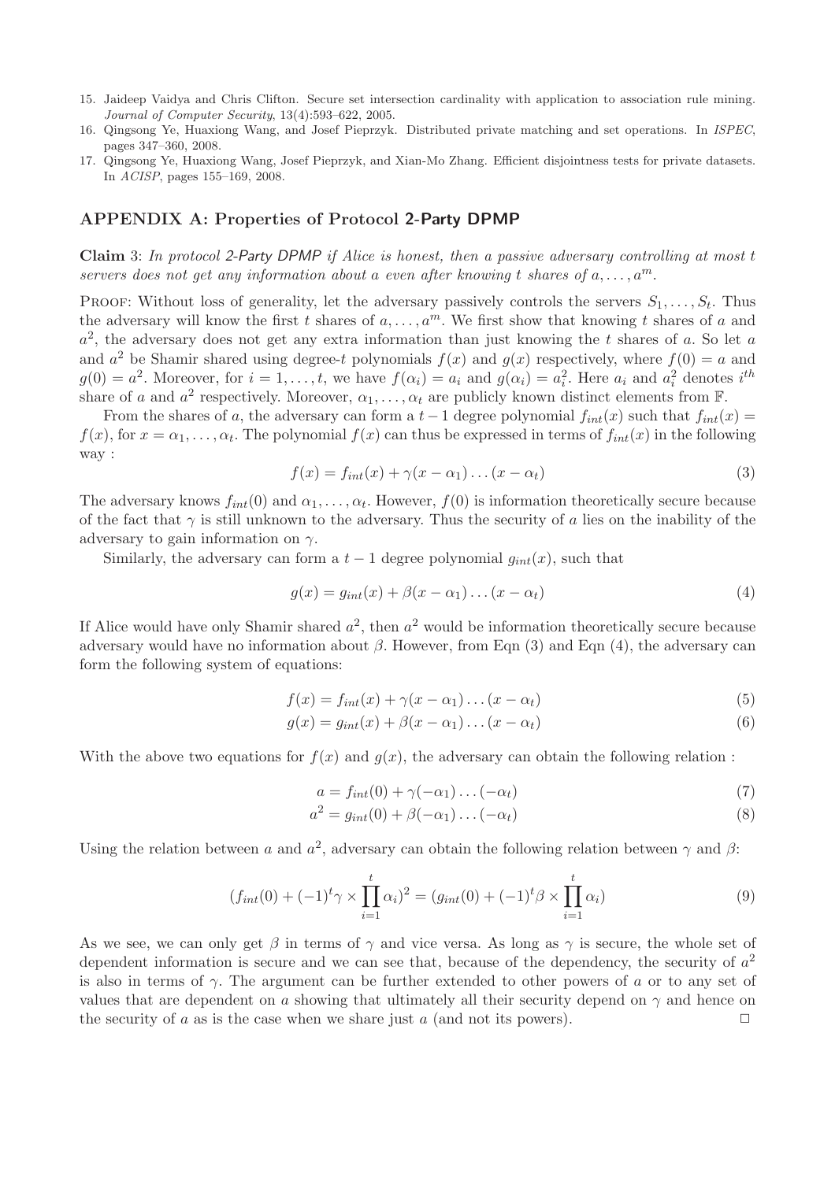15. Jaideep Vaidya and Chris Clifton. Secure set intersection cardinality with application to association rule mining. *Journal of Computer Security*, 13(4):593–622, 2005.
16. Qingsong Ye, Huaxiong Wang, and Josef Pieprzyk. Distributed private matching and set operations. In *ISPEC*, pages 347–360, 2008.
17. Qingsong Ye, Huaxiong Wang, Josef Pieprzyk, and Xian-Mo Zhang. Efficient disjointness tests for private datasets. In *ACISP*, pages 155–169, 2008.

## APPENDIX A: Properties of Protocol 2-Party DPMP

**Claim** 3: *In protocol 2-Party DPMP if Alice is honest, then a passive adversary controlling at most $t$ servers does not get any information about $a$ even after knowing $t$ shares of $a, \ldots, a^m$.*

PROOF: Without loss of generality, let the adversary passively controls the servers $S_1, \ldots, S_t$. Thus the adversary will know the first $t$ shares of $a, \ldots, a^m$. We first show that knowing $t$ shares of $a$ and $a^2$, the adversary does not get any extra information than just knowing the $t$ shares of $a$. So let $a$ and $a^2$ be Shamir shared using degree-$t$ polynomials $f(x)$ and $g(x)$ respectively, where $f(0) = a$ and $g(0) = a^2$. Moreover, for $i = 1, \ldots, t$, we have $f(\alpha_i) = a_i$ and $g(\alpha_i) = a_i^2$. Here $a_i$ and $a_i^2$ denotes $i^{th}$ share of $a$ and $a^2$ respectively. Moreover, $\alpha_1, \ldots, \alpha_t$ are publicly known distinct elements from $\mathbb{F}$.

From the shares of $a$, the adversary can form a $t-1$ degree polynomial $f_{int}(x)$ such that $f_{int}(x) = f(x)$, for $x = \alpha_1, \ldots, \alpha_t$. The polynomial $f(x)$ can thus be expressed in terms of $f_{int}(x)$ in the following way :

$$f(x) = f_{int}(x) + \gamma(x - \alpha_1) \ldots (x - \alpha_t) \tag{3}$$

The adversary knows $f_{int}(0)$ and $\alpha_1, \ldots, \alpha_t$. However, $f(0)$ is information theoretically secure because of the fact that $\gamma$ is still unknown to the adversary. Thus the security of $a$ lies on the inability of the adversary to gain information on $\gamma$.

Similarly, the adversary can form a $t-1$ degree polynomial $g_{int}(x)$, such that

$$g(x) = g_{int}(x) + \beta(x - \alpha_1) \ldots (x - \alpha_t) \tag{4}$$

If Alice would have only Shamir shared $a^2$, then $a^2$ would be information theoretically secure because adversary would have no information about $\beta$. However, from Eqn (3) and Eqn (4), the adversary can form the following system of equations:

$$f(x) = f_{int}(x) + \gamma(x - \alpha_1) \ldots (x - \alpha_t) \tag{5}$$

$$g(x) = g_{int}(x) + \beta(x - \alpha_1) \ldots (x - \alpha_t) \tag{6}$$

With the above two equations for $f(x)$ and $g(x)$, the adversary can obtain the following relation :

$$a = f_{int}(0) + \gamma(-\alpha_1) \ldots (-\alpha_t) \tag{7}$$

$$a^2 = g_{int}(0) + \beta(-\alpha_1) \ldots (-\alpha_t) \tag{8}$$

Using the relation between $a$ and $a^2$, adversary can obtain the following relation between $\gamma$ and $\beta$:

$$(f_{int}(0) + (-1)^t \gamma \times \prod_{i=1}^{t} \alpha_i)^2 = (g_{int}(0) + (-1)^t \beta \times \prod_{i=1}^{t} \alpha_i) \tag{9}$$

As we see, we can only get $\beta$ in terms of $\gamma$ and vice versa. As long as $\gamma$ is secure, the whole set of dependent information is secure and we can see that, because of the dependency, the security of $a^2$ is also in terms of $\gamma$. The argument can be further extended to other powers of $a$ or to any set of values that are dependent on $a$ showing that ultimately all their security depend on $\gamma$ and hence on the security of $a$ as is the case when we share just $a$ (and not its powers). □